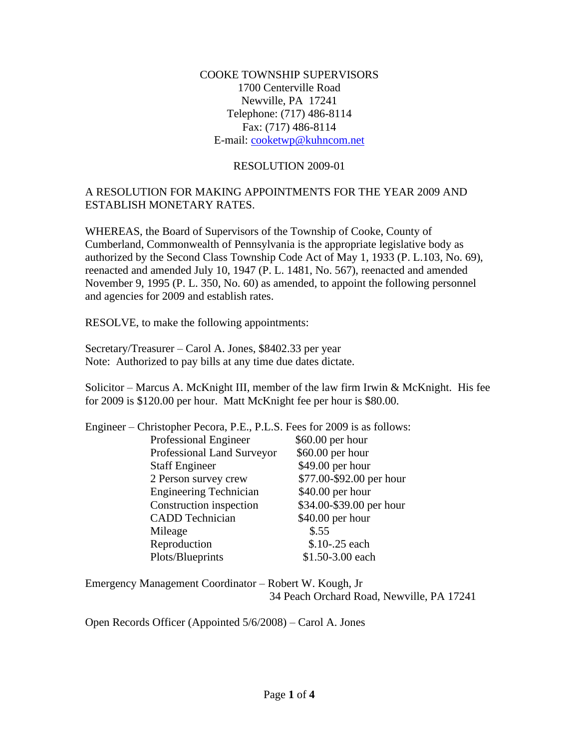COOKE TOWNSHIP SUPERVISORS
1700 Centerville Road
Newville, PA 17241
Telephone: (717) 486-8114
Fax: (717) 486-8114
E-mail: cooketwp@kuhncom.net

RESOLUTION 2009-01

A RESOLUTION FOR MAKING APPOINTMENTS FOR THE YEAR 2009 AND ESTABLISH MONETARY RATES.

WHEREAS, the Board of Supervisors of the Township of Cooke, County of Cumberland, Commonwealth of Pennsylvania is the appropriate legislative body as authorized by the Second Class Township Code Act of May 1, 1933 (P. L.103, No. 69), reenacted and amended July 10, 1947 (P. L. 1481, No. 567), reenacted and amended November 9, 1995 (P. L. 350, No. 60) as amended, to appoint the following personnel and agencies for 2009 and establish rates.

RESOLVE, to make the following appointments:

Secretary/Treasurer – Carol A. Jones, $8402.33 per year
Note: Authorized to pay bills at any time due dates dictate.

Solicitor – Marcus A. McKnight III, member of the law firm Irwin & McKnight. His fee for 2009 is $120.00 per hour. Matt McKnight fee per hour is $80.00.

Engineer – Christopher Pecora, P.E., P.L.S. Fees for 2009 is as follows:

| | |
|---|---|
| Professional Engineer | $60.00 per hour |
| Professional Land Surveyor | $60.00 per hour |
| Staff Engineer | $49.00 per hour |
| 2 Person survey crew | $77.00-$92.00 per hour |
| Engineering Technician | $40.00 per hour |
| Construction inspection | $34.00-$39.00 per hour |
| CADD Technician | $40.00 per hour |
| Mileage | $.55 |
| Reproduction | $.10-.25 each |
| Plots/Blueprints | $1.50-3.00 each |

Emergency Management Coordinator – Robert W. Kough, Jr
34 Peach Orchard Road, Newville, PA 17241

Open Records Officer (Appointed 5/6/2008) – Carol A. Jones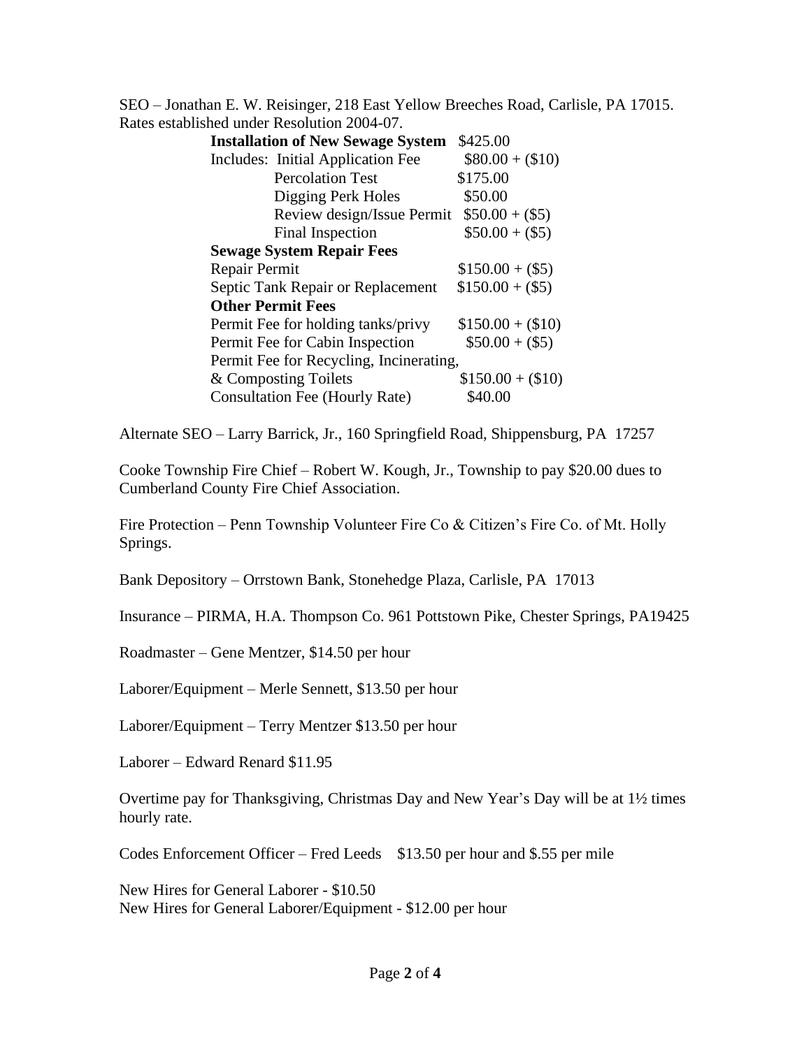SEO – Jonathan E. W. Reisinger, 218 East Yellow Breeches Road, Carlisle, PA 17015. Rates established under Resolution 2004-07.

| | |
|---|---|
| **Installation of New Sewage System** | $425.00 |
| Includes: Initial Application Fee | $80.00 + ($10) |
| Percolation Test | $175.00 |
| Digging Perk Holes | $50.00 |
| Review design/Issue Permit | $50.00 + ($5) |
| Final Inspection | $50.00 + ($5) |
| **Sewage System Repair Fees** | |
| Repair Permit | $150.00 + ($5) |
| Septic Tank Repair or Replacement | $150.00 + ($5) |
| **Other Permit Fees** | |
| Permit Fee for holding tanks/privy | $150.00 + ($10) |
| Permit Fee for Cabin Inspection | $50.00 + ($5) |
| Permit Fee for Recycling, Incinerating, & Composting Toilets | $150.00 + ($10) |
| Consultation Fee (Hourly Rate) | $40.00 |

Alternate SEO – Larry Barrick, Jr., 160 Springfield Road, Shippensburg, PA 17257

Cooke Township Fire Chief – Robert W. Kough, Jr., Township to pay $20.00 dues to Cumberland County Fire Chief Association.

Fire Protection – Penn Township Volunteer Fire Co & Citizen's Fire Co. of Mt. Holly Springs.

Bank Depository – Orrstown Bank, Stonehedge Plaza, Carlisle, PA 17013

Insurance – PIRMA, H.A. Thompson Co. 961 Pottstown Pike, Chester Springs, PA19425

Roadmaster – Gene Mentzer, $14.50 per hour

Laborer/Equipment – Merle Sennett, $13.50 per hour

Laborer/Equipment – Terry Mentzer $13.50 per hour

Laborer – Edward Renard $11.95

Overtime pay for Thanksgiving, Christmas Day and New Year's Day will be at 1½ times hourly rate.

Codes Enforcement Officer – Fred Leeds $13.50 per hour and $.55 per mile

New Hires for General Laborer - $10.50
New Hires for General Laborer/Equipment - $12.00 per hour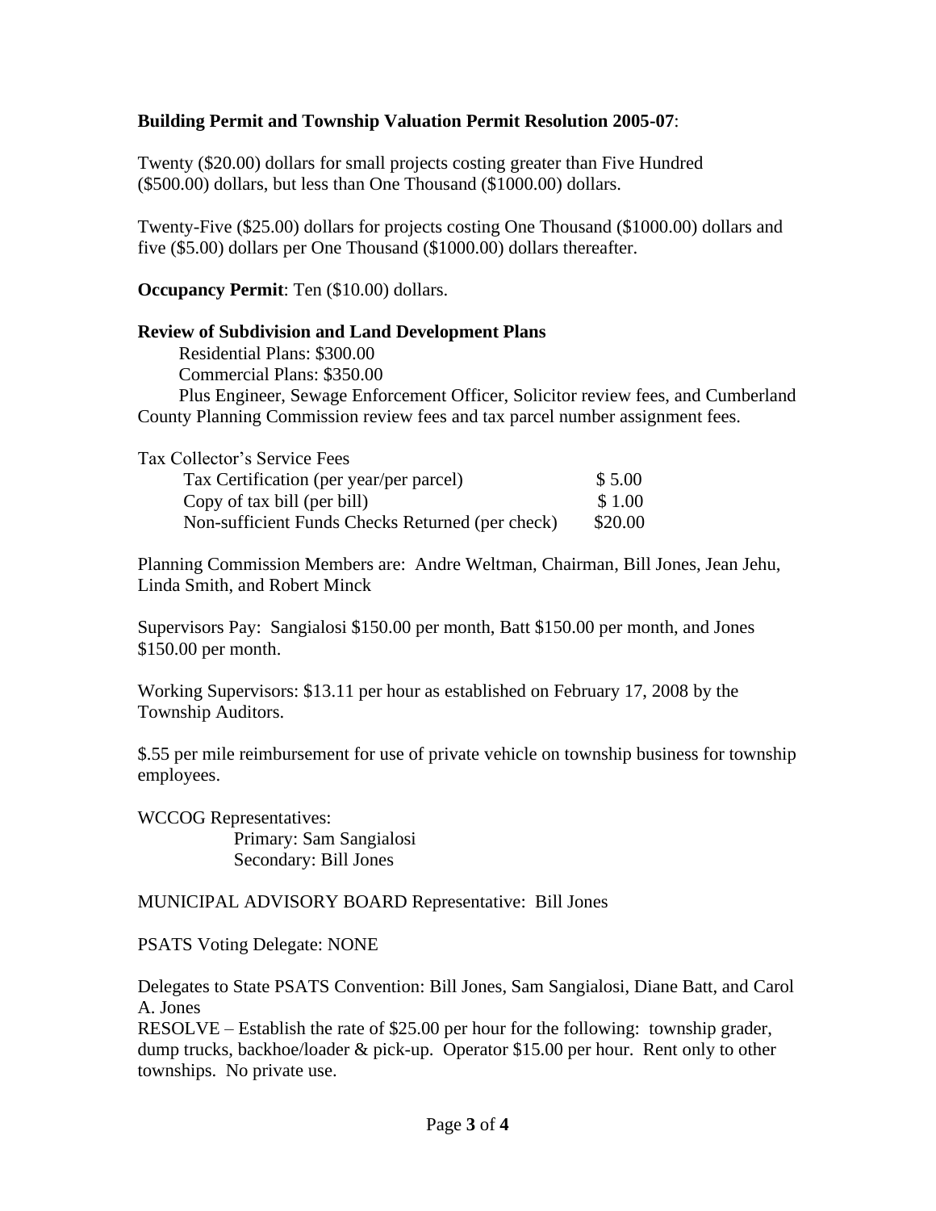**Building Permit and Township Valuation Permit Resolution 2005-07**:

Twenty ($20.00) dollars for small projects costing greater than Five Hundred ($500.00) dollars, but less than One Thousand ($1000.00) dollars.

Twenty-Five ($25.00) dollars for projects costing One Thousand ($1000.00) dollars and five ($5.00) dollars per One Thousand ($1000.00) dollars thereafter.

**Occupancy Permit**: Ten ($10.00) dollars.

**Review of Subdivision and Land Development Plans**

Residential Plans: $300.00

Commercial Plans: $350.00

Plus Engineer, Sewage Enforcement Officer, Solicitor review fees, and Cumberland County Planning Commission review fees and tax parcel number assignment fees.

Tax Collector's Service Fees

| | |
|---|---|
| Tax Certification (per year/per parcel) | $ 5.00 |
| Copy of tax bill (per bill) | $ 1.00 |
| Non-sufficient Funds Checks Returned (per check) | $20.00 |

Planning Commission Members are: Andre Weltman, Chairman, Bill Jones, Jean Jehu, Linda Smith, and Robert Minck

Supervisors Pay: Sangialosi $150.00 per month, Batt $150.00 per month, and Jones $150.00 per month.

Working Supervisors: $13.11 per hour as established on February 17, 2008 by the Township Auditors.

$.55 per mile reimbursement for use of private vehicle on township business for township employees.

WCCOG Representatives:

Primary: Sam Sangialosi

Secondary: Bill Jones

MUNICIPAL ADVISORY BOARD Representative: Bill Jones

PSATS Voting Delegate: NONE

Delegates to State PSATS Convention: Bill Jones, Sam Sangialosi, Diane Batt, and Carol A. Jones

RESOLVE – Establish the rate of $25.00 per hour for the following: township grader, dump trucks, backhoe/loader & pick-up. Operator $15.00 per hour. Rent only to other townships. No private use.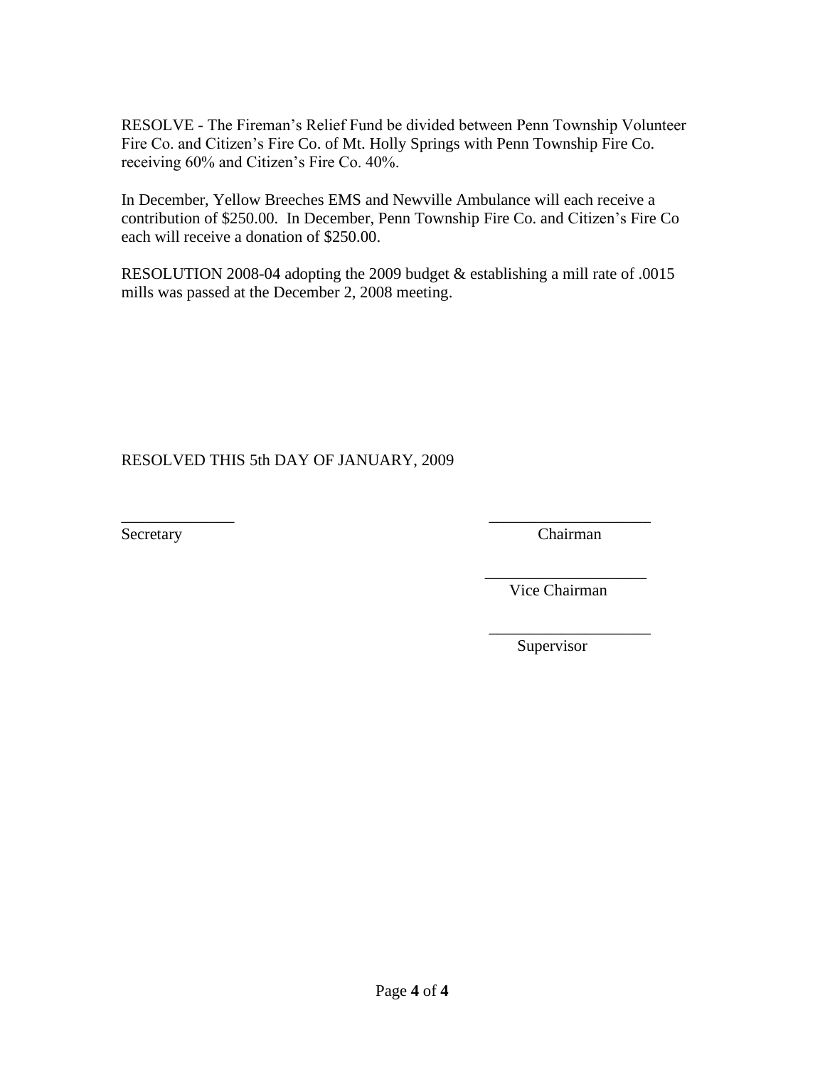RESOLVE - The Fireman's Relief Fund be divided between Penn Township Volunteer Fire Co. and Citizen's Fire Co. of Mt. Holly Springs with Penn Township Fire Co. receiving 60% and Citizen's Fire Co. 40%.

In December, Yellow Breeches EMS and Newville Ambulance will each receive a contribution of $250.00. In December, Penn Township Fire Co. and Citizen's Fire Co each will receive a donation of $250.00.

RESOLUTION 2008-04 adopting the 2009 budget & establishing a mill rate of .0015 mills was passed at the December 2, 2008 meeting.

RESOLVED THIS 5th DAY OF JANUARY, 2009

______________ ____________________
Secretary Chairman

____________________
Vice Chairman

____________________
Supervisor